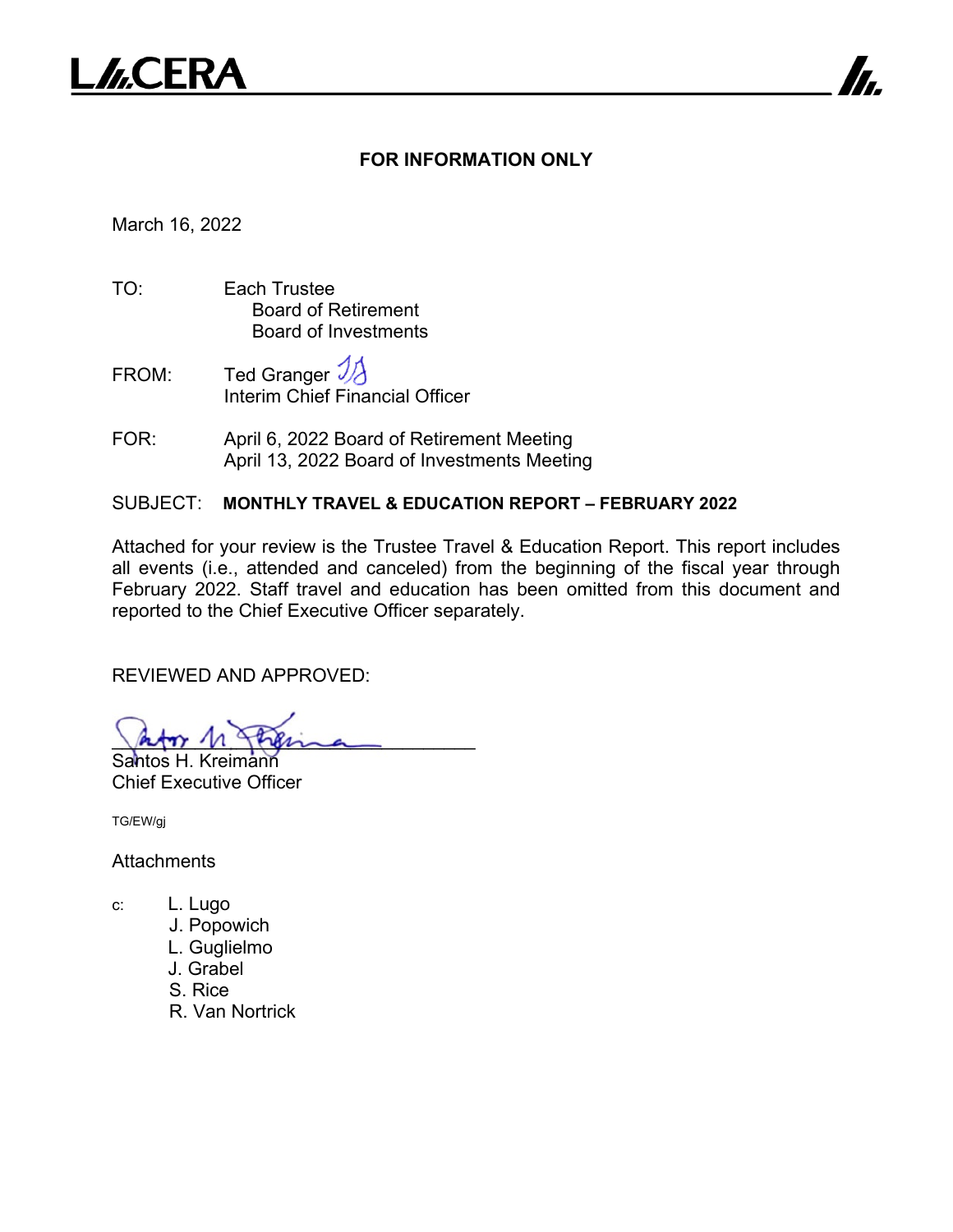L///CERA

**FOR INFORMATION ONLY**

March 16, 2022

TO: Each Trustee
Board of Retirement
Board of Investments

FROM: Ted Granger
Interim Chief Financial Officer

FOR: April 6, 2022 Board of Retirement Meeting
April 13, 2022 Board of Investments Meeting

SUBJECT: **MONTHLY TRAVEL & EDUCATION REPORT – FEBRUARY 2022**

Attached for your review is the Trustee Travel & Education Report. This report includes all events (i.e., attended and canceled) from the beginning of the fiscal year through February 2022. Staff travel and education has been omitted from this document and reported to the Chief Executive Officer separately.

REVIEWED AND APPROVED:

Santos H. Kreimann
Chief Executive Officer

TG/EW/gj

Attachments

c: L. Lugo
J. Popowich
L. Guglielmo
J. Grabel
S. Rice
R. Van Nortrick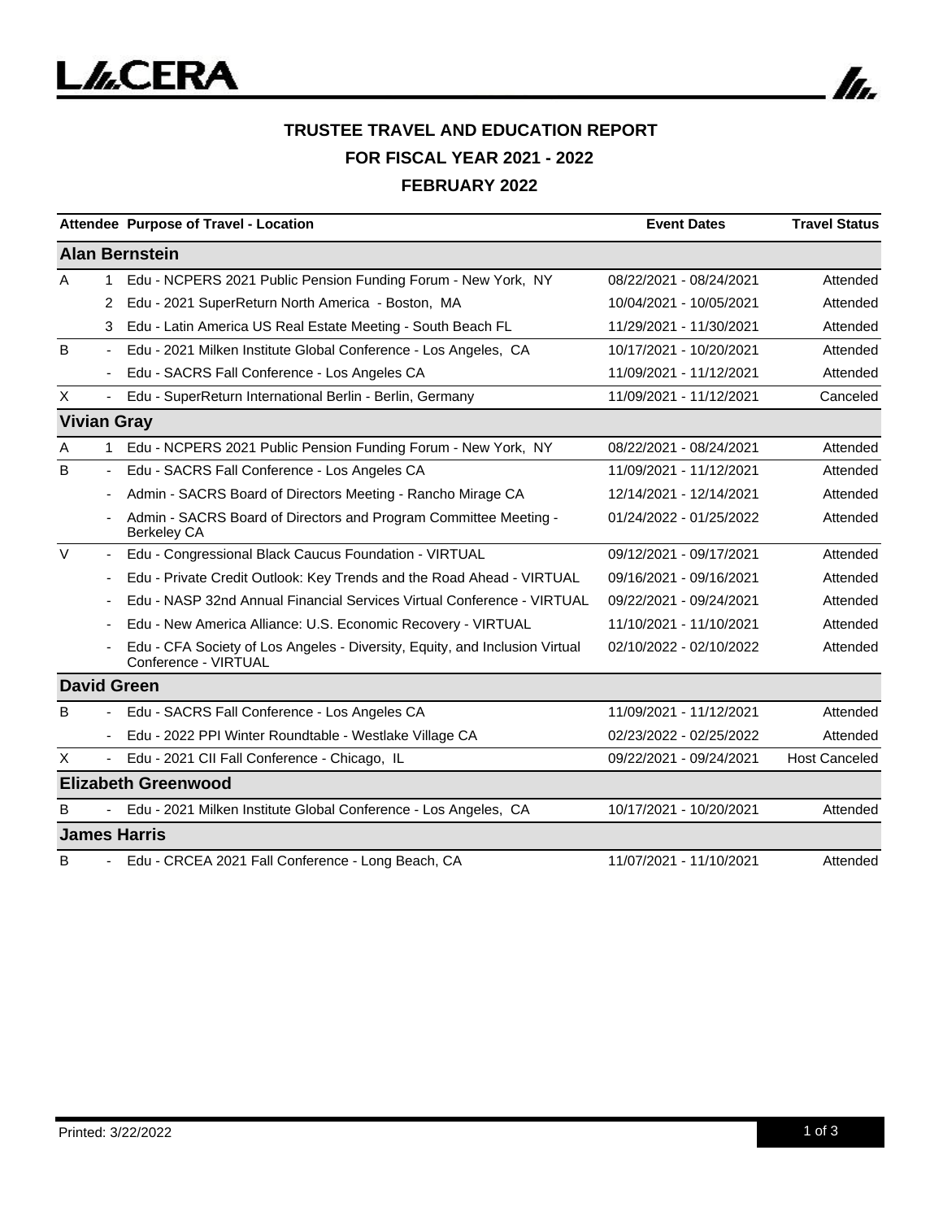# TRUSTEE TRAVEL AND EDUCATION REPORT

## FOR FISCAL YEAR 2021 - 2022

## FEBRUARY 2022

| Attendee | | Purpose of Travel - Location | Event Dates | Travel Status |
|---|---|---|---|---|
| **Alan Bernstein** | | | | |
| A | 1 | Edu - NCPERS 2021 Public Pension Funding Forum - New York, NY | 08/22/2021 - 08/24/2021 | Attended |
| | 2 | Edu - 2021 SuperReturn North America - Boston, MA | 10/04/2021 - 10/05/2021 | Attended |
| | 3 | Edu - Latin America US Real Estate Meeting - South Beach FL | 11/29/2021 - 11/30/2021 | Attended |
| B | - | Edu - 2021 Milken Institute Global Conference - Los Angeles, CA | 10/17/2021 - 10/20/2021 | Attended |
| | - | Edu - SACRS Fall Conference - Los Angeles CA | 11/09/2021 - 11/12/2021 | Attended |
| X | - | Edu - SuperReturn International Berlin - Berlin, Germany | 11/09/2021 - 11/12/2021 | Canceled |
| **Vivian Gray** | | | | |
| A | 1 | Edu - NCPERS 2021 Public Pension Funding Forum - New York, NY | 08/22/2021 - 08/24/2021 | Attended |
| B | - | Edu - SACRS Fall Conference - Los Angeles CA | 11/09/2021 - 11/12/2021 | Attended |
| | - | Admin - SACRS Board of Directors Meeting - Rancho Mirage CA | 12/14/2021 - 12/14/2021 | Attended |
| | - | Admin - SACRS Board of Directors and Program Committee Meeting - Berkeley CA | 01/24/2022 - 01/25/2022 | Attended |
| V | - | Edu - Congressional Black Caucus Foundation - VIRTUAL | 09/12/2021 - 09/17/2021 | Attended |
| | - | Edu - Private Credit Outlook: Key Trends and the Road Ahead - VIRTUAL | 09/16/2021 - 09/16/2021 | Attended |
| | - | Edu - NASP 32nd Annual Financial Services Virtual Conference - VIRTUAL | 09/22/2021 - 09/24/2021 | Attended |
| | - | Edu - New America Alliance: U.S. Economic Recovery - VIRTUAL | 11/10/2021 - 11/10/2021 | Attended |
| | - | Edu - CFA Society of Los Angeles - Diversity, Equity, and Inclusion Virtual Conference - VIRTUAL | 02/10/2022 - 02/10/2022 | Attended |
| **David Green** | | | | |
| B | - | Edu - SACRS Fall Conference - Los Angeles CA | 11/09/2021 - 11/12/2021 | Attended |
| | - | Edu - 2022 PPI Winter Roundtable - Westlake Village CA | 02/23/2022 - 02/25/2022 | Attended |
| X | - | Edu - 2021 CII Fall Conference - Chicago, IL | 09/22/2021 - 09/24/2021 | Host Canceled |
| **Elizabeth Greenwood** | | | | |
| B | - | Edu - 2021 Milken Institute Global Conference - Los Angeles, CA | 10/17/2021 - 10/20/2021 | Attended |
| **James Harris** | | | | |
| B | - | Edu - CRCEA 2021 Fall Conference - Long Beach, CA | 11/07/2021 - 11/10/2021 | Attended |

Printed: 3/22/2022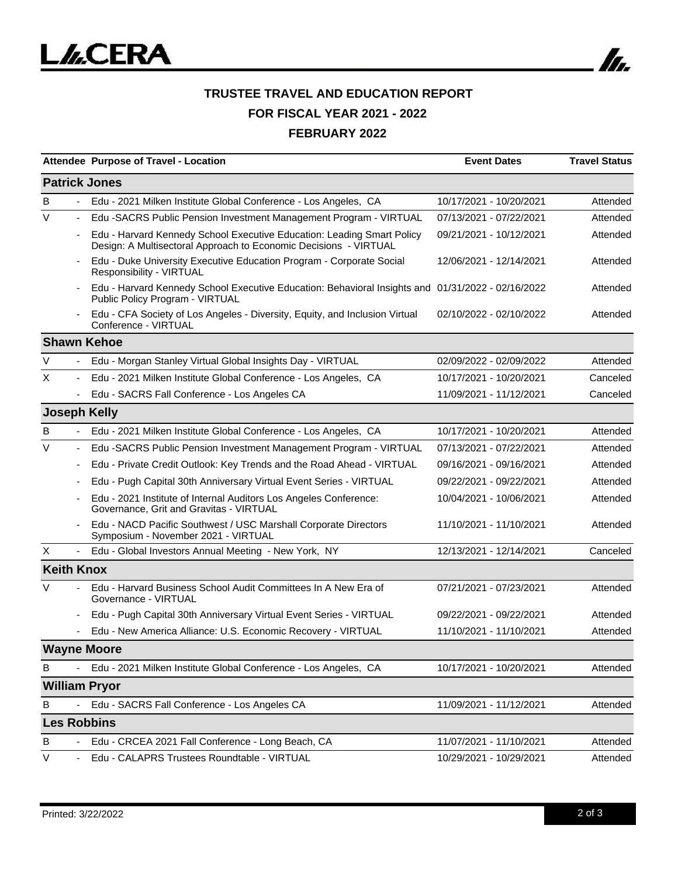# TRUSTEE TRAVEL AND EDUCATION REPORT

## FOR FISCAL YEAR 2021 - 2022

## FEBRUARY 2022

| Attendee | | Purpose of Travel - Location | Event Dates | Travel Status |
|---|---|---|---|---|
| **Patrick Jones** | | | | |
| B | - | Edu - 2021 Milken Institute Global Conference - Los Angeles, CA | 10/17/2021 - 10/20/2021 | Attended |
| V | - | Edu -SACRS Public Pension Investment Management Program - VIRTUAL | 07/13/2021 - 07/22/2021 | Attended |
| | - | Edu - Harvard Kennedy School Executive Education: Leading Smart Policy Design: A Multisectoral Approach to Economic Decisions - VIRTUAL | 09/21/2021 - 10/12/2021 | Attended |
| | - | Edu - Duke University Executive Education Program - Corporate Social Responsibility - VIRTUAL | 12/06/2021 - 12/14/2021 | Attended |
| | - | Edu - Harvard Kennedy School Executive Education: Behavioral Insights and Public Policy Program - VIRTUAL | 01/31/2022 - 02/16/2022 | Attended |
| | - | Edu - CFA Society of Los Angeles - Diversity, Equity, and Inclusion Virtual Conference - VIRTUAL | 02/10/2022 - 02/10/2022 | Attended |
| **Shawn Kehoe** | | | | |
| V | - | Edu - Morgan Stanley Virtual Global Insights Day - VIRTUAL | 02/09/2022 - 02/09/2022 | Attended |
| X | - | Edu - 2021 Milken Institute Global Conference - Los Angeles, CA | 10/17/2021 - 10/20/2021 | Canceled |
| | - | Edu - SACRS Fall Conference - Los Angeles CA | 11/09/2021 - 11/12/2021 | Canceled |
| **Joseph Kelly** | | | | |
| B | - | Edu - 2021 Milken Institute Global Conference - Los Angeles, CA | 10/17/2021 - 10/20/2021 | Attended |
| V | - | Edu -SACRS Public Pension Investment Management Program - VIRTUAL | 07/13/2021 - 07/22/2021 | Attended |
| | - | Edu - Private Credit Outlook: Key Trends and the Road Ahead - VIRTUAL | 09/16/2021 - 09/16/2021 | Attended |
| | - | Edu - Pugh Capital 30th Anniversary Virtual Event Series - VIRTUAL | 09/22/2021 - 09/22/2021 | Attended |
| | - | Edu - 2021 Institute of Internal Auditors Los Angeles Conference: Governance, Grit and Gravitas - VIRTUAL | 10/04/2021 - 10/06/2021 | Attended |
| | - | Edu - NACD Pacific Southwest / USC Marshall Corporate Directors Symposium - November 2021 - VIRTUAL | 11/10/2021 - 11/10/2021 | Attended |
| X | - | Edu - Global Investors Annual Meeting - New York, NY | 12/13/2021 - 12/14/2021 | Canceled |
| **Keith Knox** | | | | |
| V | - | Edu - Harvard Business School Audit Committees In A New Era of Governance - VIRTUAL | 07/21/2021 - 07/23/2021 | Attended |
| | - | Edu - Pugh Capital 30th Anniversary Virtual Event Series - VIRTUAL | 09/22/2021 - 09/22/2021 | Attended |
| | - | Edu - New America Alliance: U.S. Economic Recovery - VIRTUAL | 11/10/2021 - 11/10/2021 | Attended |
| **Wayne Moore** | | | | |
| B | - | Edu - 2021 Milken Institute Global Conference - Los Angeles, CA | 10/17/2021 - 10/20/2021 | Attended |
| **William Pryor** | | | | |
| B | - | Edu - SACRS Fall Conference - Los Angeles CA | 11/09/2021 - 11/12/2021 | Attended |
| **Les Robbins** | | | | |
| B | - | Edu - CRCEA 2021 Fall Conference - Long Beach, CA | 11/07/2021 - 11/10/2021 | Attended |
| V | - | Edu - CALAPRS Trustees Roundtable - VIRTUAL | 10/29/2021 - 10/29/2021 | Attended |

Printed: 3/22/2022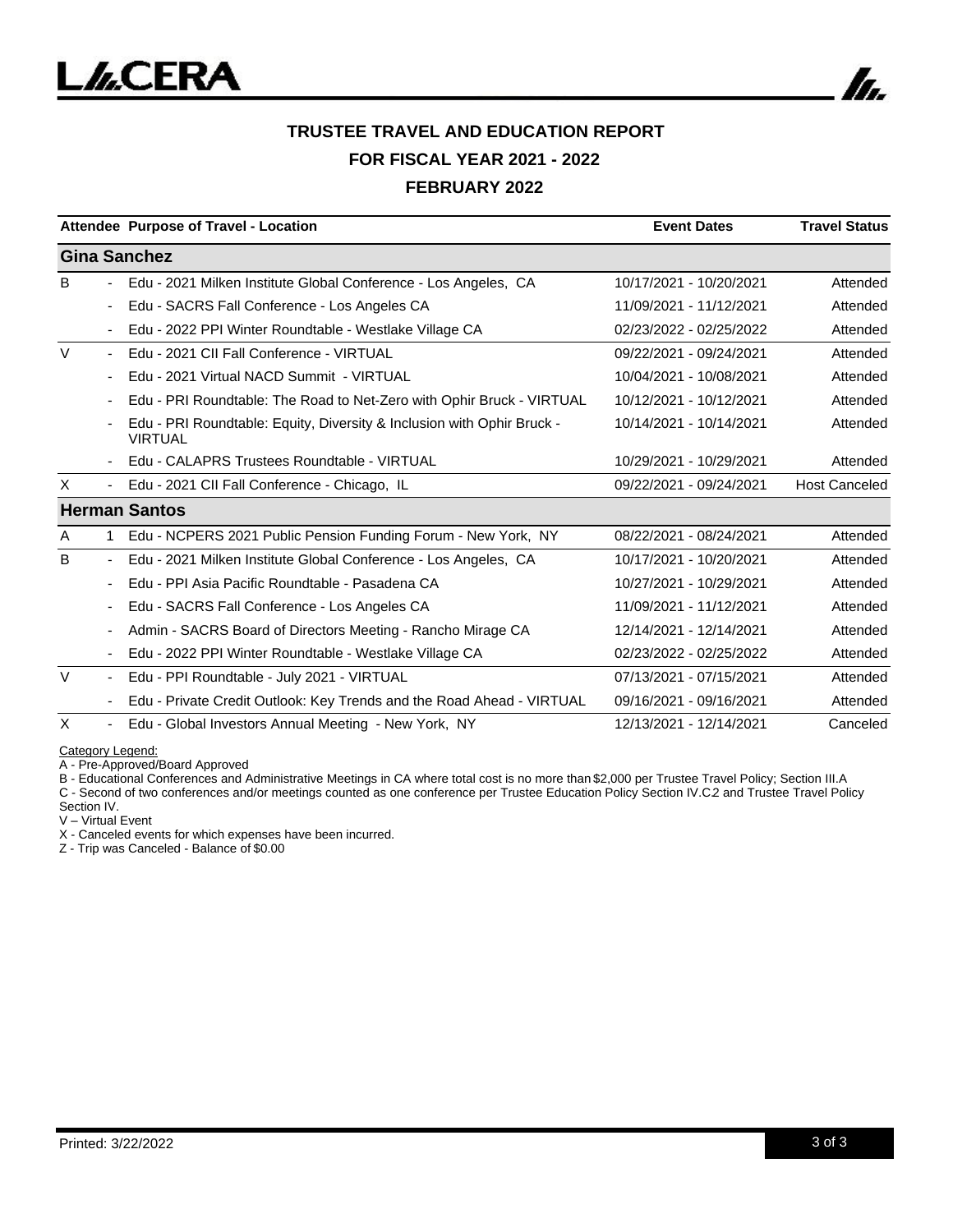# TRUSTEE TRAVEL AND EDUCATION REPORT

## FOR FISCAL YEAR 2021 - 2022

## FEBRUARY 2022

| Attendee | | Purpose of Travel - Location | Event Dates | Travel Status |
|---|---|---|---|---|
| **Gina Sanchez** | | | | |
| B | - | Edu - 2021 Milken Institute Global Conference - Los Angeles, CA | 10/17/2021 - 10/20/2021 | Attended |
| | - | Edu - SACRS Fall Conference - Los Angeles CA | 11/09/2021 - 11/12/2021 | Attended |
| | - | Edu - 2022 PPI Winter Roundtable - Westlake Village CA | 02/23/2022 - 02/25/2022 | Attended |
| V | - | Edu - 2021 CII Fall Conference - VIRTUAL | 09/22/2021 - 09/24/2021 | Attended |
| | - | Edu - 2021 Virtual NACD Summit - VIRTUAL | 10/04/2021 - 10/08/2021 | Attended |
| | - | Edu - PRI Roundtable: The Road to Net-Zero with Ophir Bruck - VIRTUAL | 10/12/2021 - 10/12/2021 | Attended |
| | - | Edu - PRI Roundtable: Equity, Diversity & Inclusion with Ophir Bruck - VIRTUAL | 10/14/2021 - 10/14/2021 | Attended |
| | - | Edu - CALAPRS Trustees Roundtable - VIRTUAL | 10/29/2021 - 10/29/2021 | Attended |
| X | - | Edu - 2021 CII Fall Conference - Chicago, IL | 09/22/2021 - 09/24/2021 | Host Canceled |
| **Herman Santos** | | | | |
| A | 1 | Edu - NCPERS 2021 Public Pension Funding Forum - New York, NY | 08/22/2021 - 08/24/2021 | Attended |
| B | - | Edu - 2021 Milken Institute Global Conference - Los Angeles, CA | 10/17/2021 - 10/20/2021 | Attended |
| | - | Edu - PPI Asia Pacific Roundtable - Pasadena CA | 10/27/2021 - 10/29/2021 | Attended |
| | - | Edu - SACRS Fall Conference - Los Angeles CA | 11/09/2021 - 11/12/2021 | Attended |
| | - | Admin - SACRS Board of Directors Meeting - Rancho Mirage CA | 12/14/2021 - 12/14/2021 | Attended |
| | - | Edu - 2022 PPI Winter Roundtable - Westlake Village CA | 02/23/2022 - 02/25/2022 | Attended |
| V | - | Edu - PPI Roundtable - July 2021 - VIRTUAL | 07/13/2021 - 07/15/2021 | Attended |
| | - | Edu - Private Credit Outlook: Key Trends and the Road Ahead - VIRTUAL | 09/16/2021 - 09/16/2021 | Attended |
| X | - | Edu - Global Investors Annual Meeting - New York, NY | 12/13/2021 - 12/14/2021 | Canceled |

Category Legend:

A - Pre-Approved/Board Approved

B - Educational Conferences and Administrative Meetings in CA where total cost is no more than $2,000 per Trustee Travel Policy; Section III.A

C - Second of two conferences and/or meetings counted as one conference per Trustee Education Policy Section IV.C.2 and Trustee Travel Policy Section IV.

V – Virtual Event

X - Canceled events for which expenses have been incurred.

Z - Trip was Canceled - Balance of $0.00

Printed: 3/22/2022